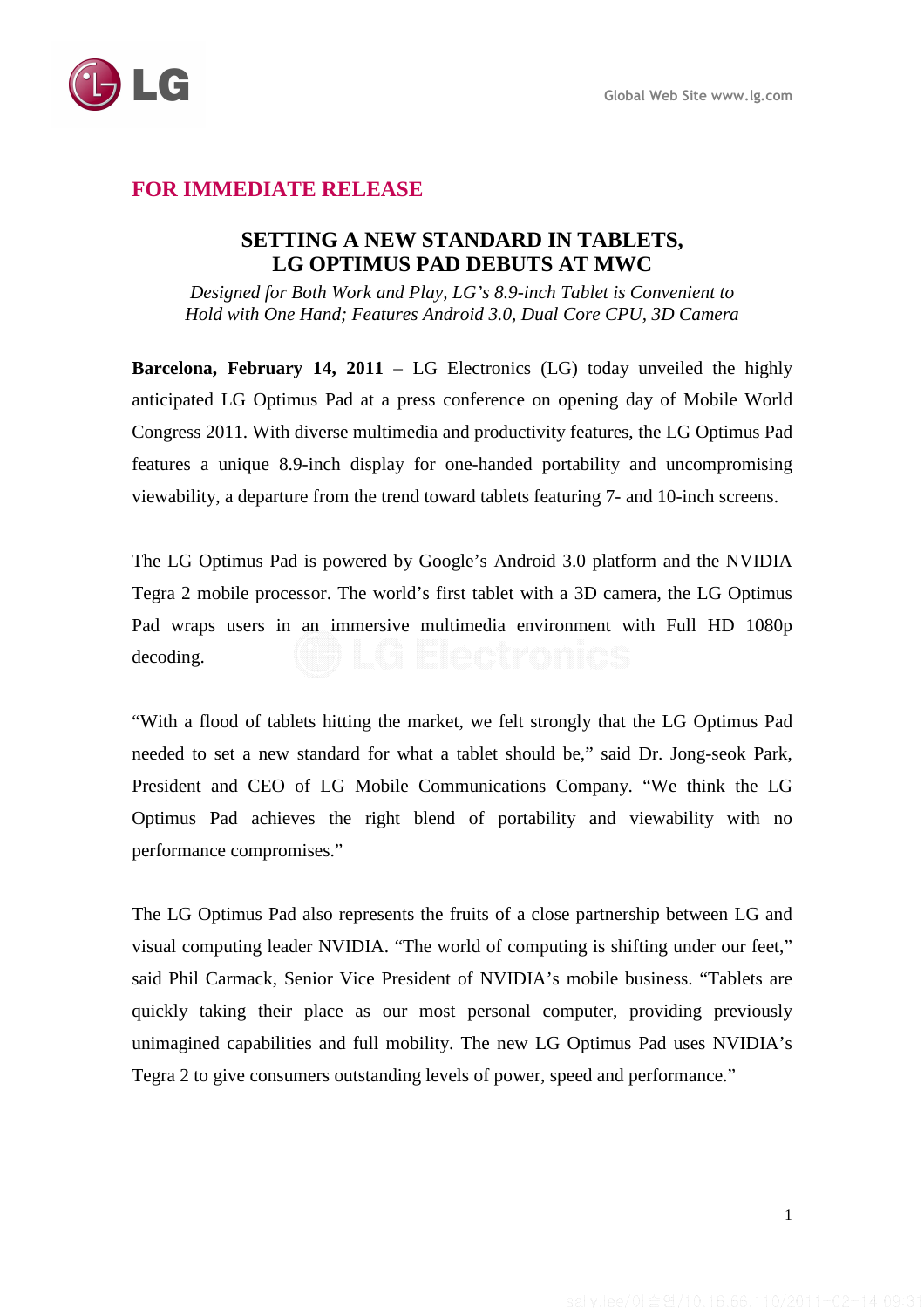**FOR IMMEDIATE RELEASE**

# SETTING A NEW STANDARD IN TABLETS, LG OPTIMUS PAD DEBUTS AT MWC

*Designed for Both Work and Play, LG's 8.9-inch Tablet is Convenient to Hold with One Hand; Features Android 3.0, Dual Core CPU, 3D Camera*

**Barcelona, February 14, 2011** – LG Electronics (LG) today unveiled the highly anticipated LG Optimus Pad at a press conference on opening day of Mobile World Congress 2011. With diverse multimedia and productivity features, the LG Optimus Pad features a unique 8.9-inch display for one-handed portability and uncompromising viewability, a departure from the trend toward tablets featuring 7- and 10-inch screens.

The LG Optimus Pad is powered by Google's Android 3.0 platform and the NVIDIA Tegra 2 mobile processor. The world's first tablet with a 3D camera, the LG Optimus Pad wraps users in an immersive multimedia environment with Full HD 1080p decoding.

"With a flood of tablets hitting the market, we felt strongly that the LG Optimus Pad needed to set a new standard for what a tablet should be," said Dr. Jong-seok Park, President and CEO of LG Mobile Communications Company. "We think the LG Optimus Pad achieves the right blend of portability and viewability with no performance compromises."

The LG Optimus Pad also represents the fruits of a close partnership between LG and visual computing leader NVIDIA. "The world of computing is shifting under our feet," said Phil Carmack, Senior Vice President of NVIDIA's mobile business. "Tablets are quickly taking their place as our most personal computer, providing previously unimagined capabilities and full mobility. The new LG Optimus Pad uses NVIDIA's Tegra 2 to give consumers outstanding levels of power, speed and performance."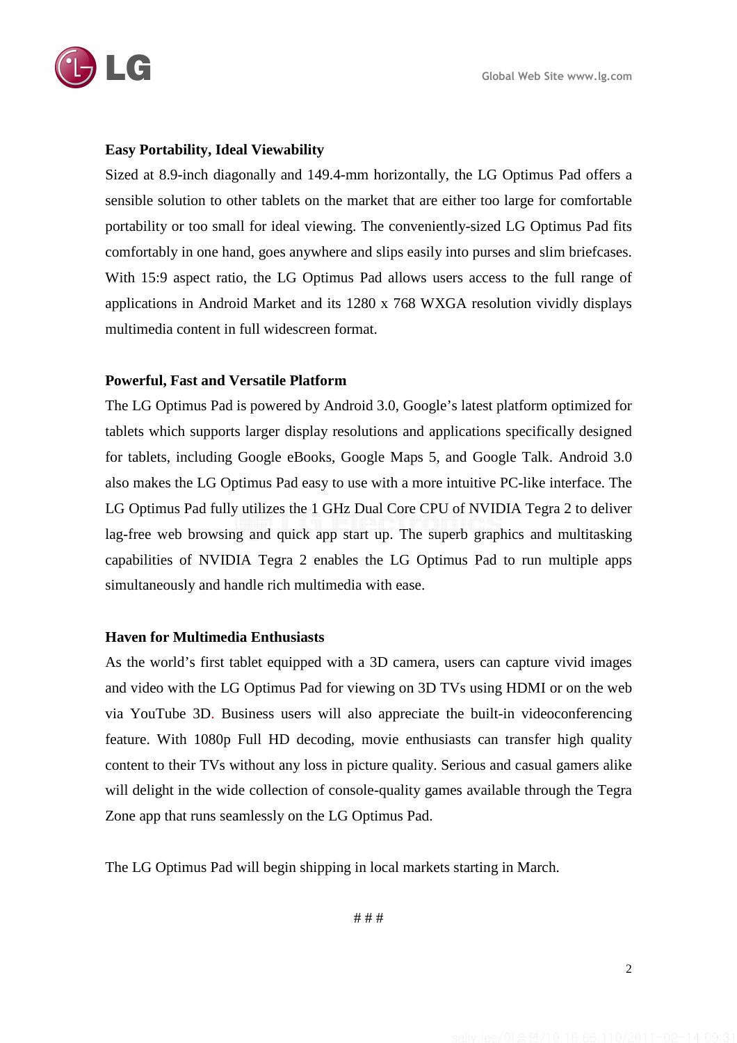**Easy Portability, Ideal Viewability**

Sized at 8.9-inch diagonally and 149.4-mm horizontally, the LG Optimus Pad offers a sensible solution to other tablets on the market that are either too large for comfortable portability or too small for ideal viewing. The conveniently-sized LG Optimus Pad fits comfortably in one hand, goes anywhere and slips easily into purses and slim briefcases. With 15:9 aspect ratio, the LG Optimus Pad allows users access to the full range of applications in Android Market and its 1280 x 768 WXGA resolution vividly displays multimedia content in full widescreen format.

**Powerful, Fast and Versatile Platform**

The LG Optimus Pad is powered by Android 3.0, Google's latest platform optimized for tablets which supports larger display resolutions and applications specifically designed for tablets, including Google eBooks, Google Maps 5, and Google Talk. Android 3.0 also makes the LG Optimus Pad easy to use with a more intuitive PC-like interface. The LG Optimus Pad fully utilizes the 1 GHz Dual Core CPU of NVIDIA Tegra 2 to deliver lag-free web browsing and quick app start up. The superb graphics and multitasking capabilities of NVIDIA Tegra 2 enables the LG Optimus Pad to run multiple apps simultaneously and handle rich multimedia with ease.

**Haven for Multimedia Enthusiasts**

As the world's first tablet equipped with a 3D camera, users can capture vivid images and video with the LG Optimus Pad for viewing on 3D TVs using HDMI or on the web via YouTube 3D. Business users will also appreciate the built-in videoconferencing feature. With 1080p Full HD decoding, movie enthusiasts can transfer high quality content to their TVs without any loss in picture quality. Serious and casual gamers alike will delight in the wide collection of console-quality games available through the Tegra Zone app that runs seamlessly on the LG Optimus Pad.

The LG Optimus Pad will begin shipping in local markets starting in March.

# # #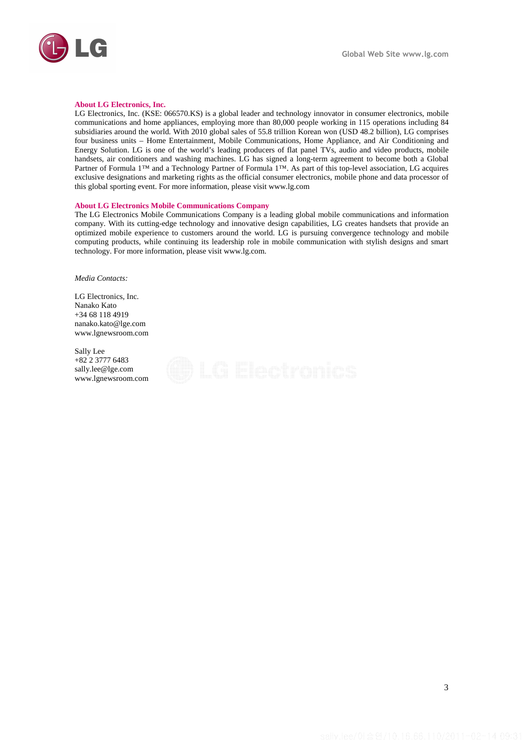**About LG Electronics, Inc.**

LG Electronics, Inc. (KSE: 066570.KS) is a global leader and technology innovator in consumer electronics, mobile communications and home appliances, employing more than 80,000 people working in 115 operations including 84 subsidiaries around the world. With 2010 global sales of 55.8 trillion Korean won (USD 48.2 billion), LG comprises four business units – Home Entertainment, Mobile Communications, Home Appliance, and Air Conditioning and Energy Solution. LG is one of the world's leading producers of flat panel TVs, audio and video products, mobile handsets, air conditioners and washing machines. LG has signed a long-term agreement to become both a Global Partner of Formula 1™ and a Technology Partner of Formula 1™. As part of this top-level association, LG acquires exclusive designations and marketing rights as the official consumer electronics, mobile phone and data processor of this global sporting event. For more information, please visit www.lg.com

**About LG Electronics Mobile Communications Company**

The LG Electronics Mobile Communications Company is a leading global mobile communications and information company. With its cutting-edge technology and innovative design capabilities, LG creates handsets that provide an optimized mobile experience to customers around the world. LG is pursuing convergence technology and mobile computing products, while continuing its leadership role in mobile communication with stylish designs and smart technology. For more information, please visit www.lg.com.

*Media Contacts:*

LG Electronics, Inc.
Nanako Kato
+34 68 118 4919
nanako.kato@lge.com
www.lgnewsroom.com

Sally Lee
+82 2 3777 6483
sally.lee@lge.com
www.lgnewsroom.com